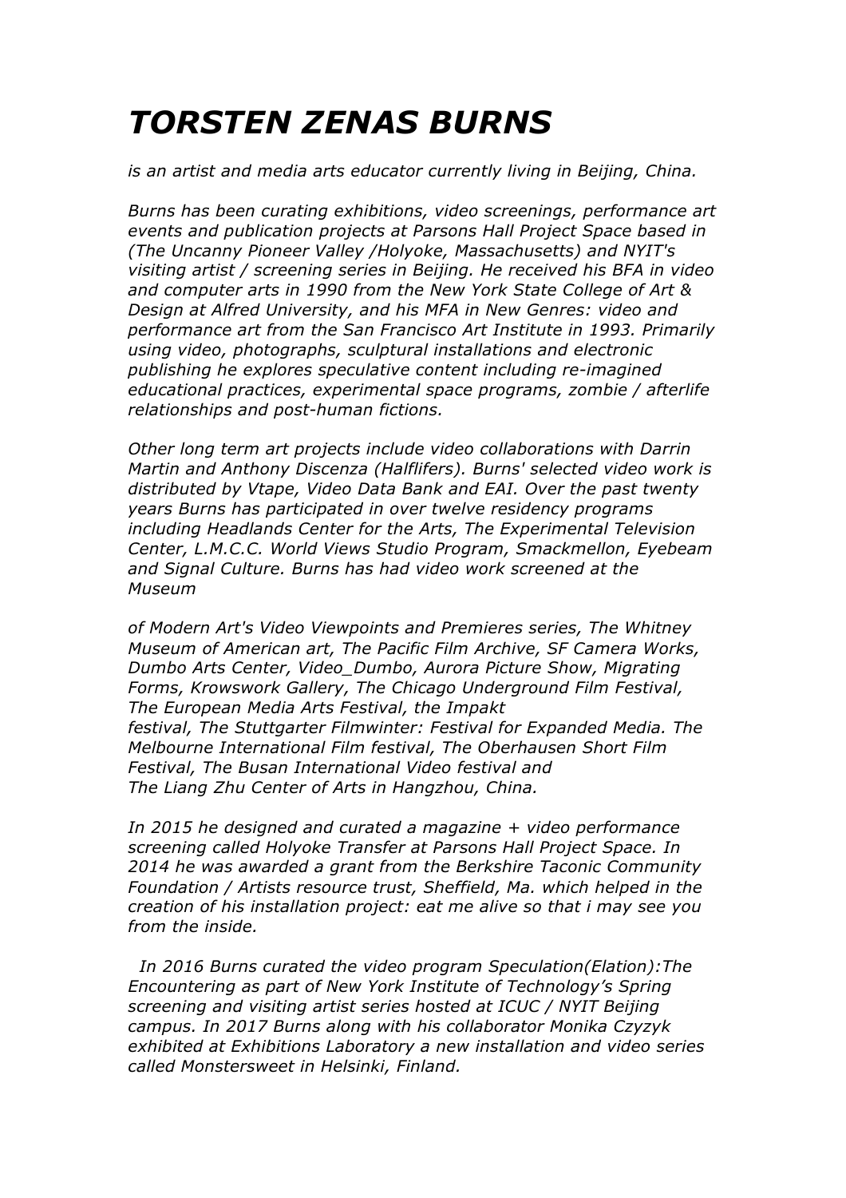# *TORSTEN ZENAS BURNS*

*is an artist and media arts educator currently living in Beijing, China.*

*Burns has been curating exhibitions, video screenings, performance art events and publication projects at Parsons Hall Project Space based in (The Uncanny Pioneer Valley /Holyoke, Massachusetts) and NYIT's visiting artist / screening series in Beijing. He received his BFA in video and computer arts in 1990 from the New York State College of Art & Design at Alfred University, and his MFA in New Genres: video and performance art from the San Francisco Art Institute in 1993. Primarily using video, photographs, sculptural installations and electronic publishing he explores speculative content including re-imagined educational practices, experimental space programs, zombie / afterlife relationships and post-human fictions.*

*Other long term art projects include video collaborations with Darrin Martin and Anthony Discenza (Halflifers). Burns' selected video work is distributed by Vtape, Video Data Bank and EAI. Over the past twenty years Burns has participated in over twelve residency programs including Headlands Center for the Arts, The Experimental Television Center, L.M.C.C. World Views Studio Program, Smackmellon, Eyebeam and Signal Culture. Burns has had video work screened at the Museum of Modern Art's Video Viewpoints and Premieres series, The Whitney Museum of American art, The Pacific Film Archive, SF Camera Works, Dumbo Arts Center, Video_Dumbo, Aurora Picture Show, Migrating Forms, Krowswork Gallery, The Chicago Underground Film Festival, The European Media Arts Festival, the Impakt festival, The Stuttgarter Filmwinter: Festival for Expanded Media. The Melbourne International Film festival, The Oberhausen Short Film Festival, The Busan International Video festival and The Liang Zhu Center of Arts in Hangzhou, China.*

*In 2015 he designed and curated a magazine + video performance screening called Holyoke Transfer at Parsons Hall Project Space. In 2014 he was awarded a grant from the Berkshire Taconic Community Foundation / Artists resource trust, Sheffield, Ma. which helped in the creation of his installation project: eat me alive so that i may see you from the inside.*

*In 2016 Burns curated the video program Speculation(Elation):The Encountering as part of New York Institute of Technology's Spring screening and visiting artist series hosted at ICUC / NYIT Beijing campus. In 2017 Burns along with his collaborator Monika Czyzyk exhibited at Exhibitions Laboratory a new installation and video series called Monstersweet in Helsinki, Finland.*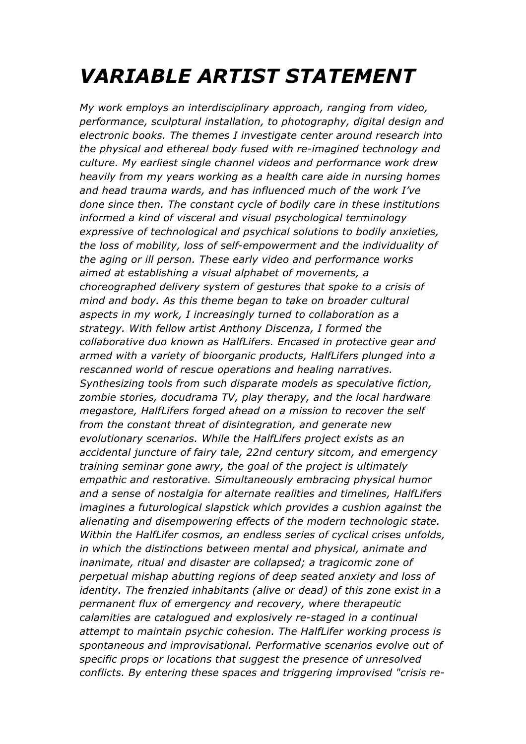# *VARIABLE ARTIST STATEMENT*

*My work employs an interdisciplinary approach, ranging from video, performance, sculptural installation, to photography, digital design and electronic books. The themes I investigate center around research into the physical and ethereal body fused with re-imagined technology and culture. My earliest single channel videos and performance work drew heavily from my years working as a health care aide in nursing homes and head trauma wards, and has influenced much of the work I've done since then. The constant cycle of bodily care in these institutions informed a kind of visceral and visual psychological terminology expressive of technological and psychical solutions to bodily anxieties, the loss of mobility, loss of self-empowerment and the individuality of the aging or ill person. These early video and performance works aimed at establishing a visual alphabet of movements, a choreographed delivery system of gestures that spoke to a crisis of mind and body. As this theme began to take on broader cultural aspects in my work, I increasingly turned to collaboration as a strategy. With fellow artist Anthony Discenza, I formed the collaborative duo known as HalfLifers. Encased in protective gear and armed with a variety of bioorganic products, HalfLifers plunged into a rescanned world of rescue operations and healing narratives. Synthesizing tools from such disparate models as speculative fiction, zombie stories, docudrama TV, play therapy, and the local hardware megastore, HalfLifers forged ahead on a mission to recover the self from the constant threat of disintegration, and generate new evolutionary scenarios. While the HalfLifers project exists as an accidental juncture of fairy tale, 22nd century sitcom, and emergency training seminar gone awry, the goal of the project is ultimately empathic and restorative. Simultaneously embracing physical humor and a sense of nostalgia for alternate realities and timelines, HalfLifers imagines a futurological slapstick which provides a cushion against the alienating and disempowering effects of the modern technologic state. Within the HalfLifer cosmos, an endless series of cyclical crises unfolds, in which the distinctions between mental and physical, animate and inanimate, ritual and disaster are collapsed; a tragicomic zone of perpetual mishap abutting regions of deep seated anxiety and loss of identity. The frenzied inhabitants (alive or dead) of this zone exist in a permanent flux of emergency and recovery, where therapeutic calamities are catalogued and explosively re-staged in a continual attempt to maintain psychic cohesion. The HalfLifer working process is spontaneous and improvisational. Performative scenarios evolve out of specific props or locations that suggest the presence of unresolved conflicts. By entering these spaces and triggering improvised "crisis re-*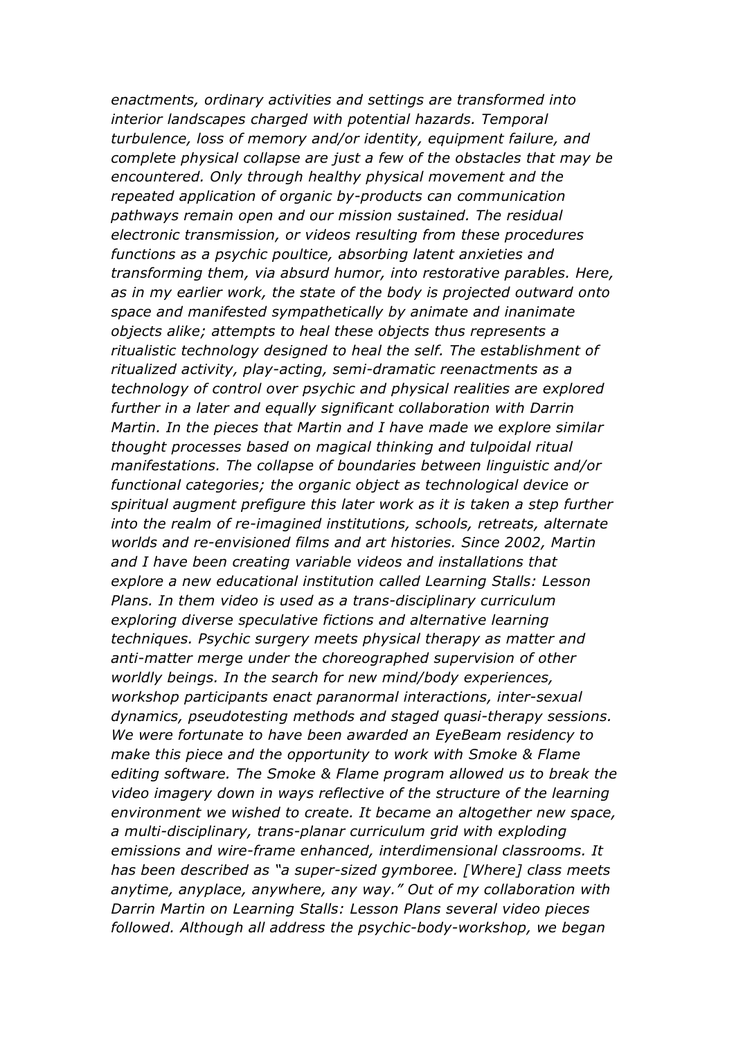*enactments, ordinary activities and settings are transformed into interior landscapes charged with potential hazards. Temporal turbulence, loss of memory and/or identity, equipment failure, and complete physical collapse are just a few of the obstacles that may be encountered. Only through healthy physical movement and the repeated application of organic by-products can communication pathways remain open and our mission sustained. The residual electronic transmission, or videos resulting from these procedures functions as a psychic poultice, absorbing latent anxieties and transforming them, via absurd humor, into restorative parables. Here, as in my earlier work, the state of the body is projected outward onto space and manifested sympathetically by animate and inanimate objects alike; attempts to heal these objects thus represents a ritualistic technology designed to heal the self. The establishment of ritualized activity, play-acting, semi-dramatic reenactments as a technology of control over psychic and physical realities are explored further in a later and equally significant collaboration with Darrin Martin. In the pieces that Martin and I have made we explore similar thought processes based on magical thinking and tulpoidal ritual manifestations. The collapse of boundaries between linguistic and/or functional categories; the organic object as technological device or spiritual augment prefigure this later work as it is taken a step further into the realm of re-imagined institutions, schools, retreats, alternate worlds and re-envisioned films and art histories. Since 2002, Martin and I have been creating variable videos and installations that explore a new educational institution called Learning Stalls: Lesson Plans. In them video is used as a trans-disciplinary curriculum exploring diverse speculative fictions and alternative learning techniques. Psychic surgery meets physical therapy as matter and anti-matter merge under the choreographed supervision of other worldly beings. In the search for new mind/body experiences, workshop participants enact paranormal interactions, inter-sexual dynamics, pseudotesting methods and staged quasi-therapy sessions. We were fortunate to have been awarded an EyeBeam residency to make this piece and the opportunity to work with Smoke & Flame editing software. The Smoke & Flame program allowed us to break the video imagery down in ways reflective of the structure of the learning environment we wished to create. It became an altogether new space, a multi-disciplinary, trans-planar curriculum grid with exploding emissions and wire-frame enhanced, interdimensional classrooms. It has been described as "a super-sized gymboree. [Where] class meets anytime, anyplace, anywhere, any way." Out of my collaboration with Darrin Martin on Learning Stalls: Lesson Plans several video pieces followed. Although all address the psychic-body-workshop, we began*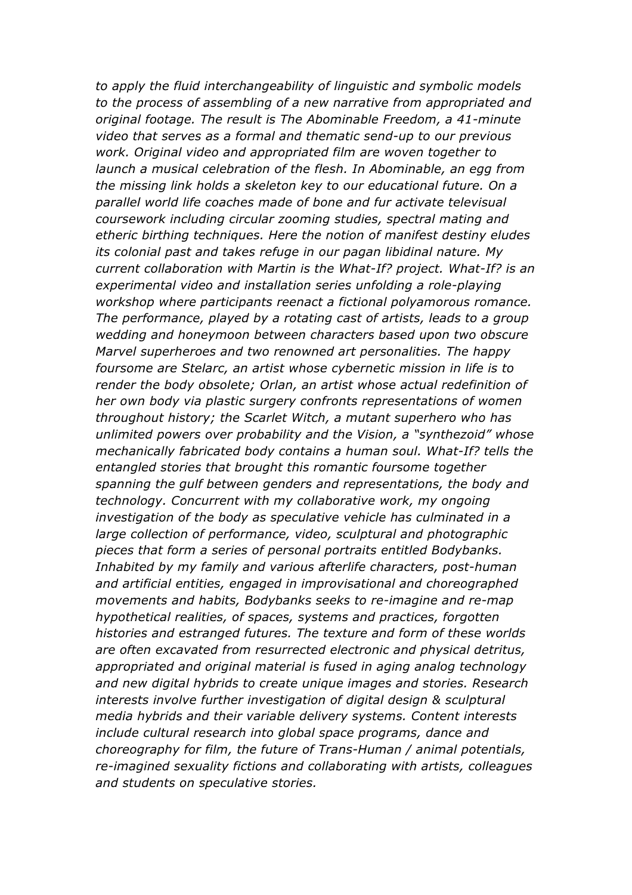*to apply the fluid interchangeability of linguistic and symbolic models to the process of assembling of a new narrative from appropriated and original footage. The result is The Abominable Freedom, a 41-minute video that serves as a formal and thematic send-up to our previous work. Original video and appropriated film are woven together to launch a musical celebration of the flesh. In Abominable, an egg from the missing link holds a skeleton key to our educational future. On a parallel world life coaches made of bone and fur activate televisual coursework including circular zooming studies, spectral mating and etheric birthing techniques. Here the notion of manifest destiny eludes its colonial past and takes refuge in our pagan libidinal nature. My current collaboration with Martin is the What-If? project. What-If? is an experimental video and installation series unfolding a role-playing workshop where participants reenact a fictional polyamorous romance. The performance, played by a rotating cast of artists, leads to a group wedding and honeymoon between characters based upon two obscure Marvel superheroes and two renowned art personalities. The happy foursome are Stelarc, an artist whose cybernetic mission in life is to render the body obsolete; Orlan, an artist whose actual redefinition of her own body via plastic surgery confronts representations of women throughout history; the Scarlet Witch, a mutant superhero who has unlimited powers over probability and the Vision, a "synthezoid" whose mechanically fabricated body contains a human soul. What-If? tells the entangled stories that brought this romantic foursome together spanning the gulf between genders and representations, the body and technology. Concurrent with my collaborative work, my ongoing investigation of the body as speculative vehicle has culminated in a large collection of performance, video, sculptural and photographic pieces that form a series of personal portraits entitled Bodybanks. Inhabited by my family and various afterlife characters, post-human and artificial entities, engaged in improvisational and choreographed movements and habits, Bodybanks seeks to re-imagine and re-map hypothetical realities, of spaces, systems and practices, forgotten histories and estranged futures. The texture and form of these worlds are often excavated from resurrected electronic and physical detritus, appropriated and original material is fused in aging analog technology and new digital hybrids to create unique images and stories. Research interests involve further investigation of digital design & sculptural media hybrids and their variable delivery systems. Content interests include cultural research into global space programs, dance and choreography for film, the future of Trans-Human / animal potentials, re-imagined sexuality fictions and collaborating with artists, colleagues and students on speculative stories.*